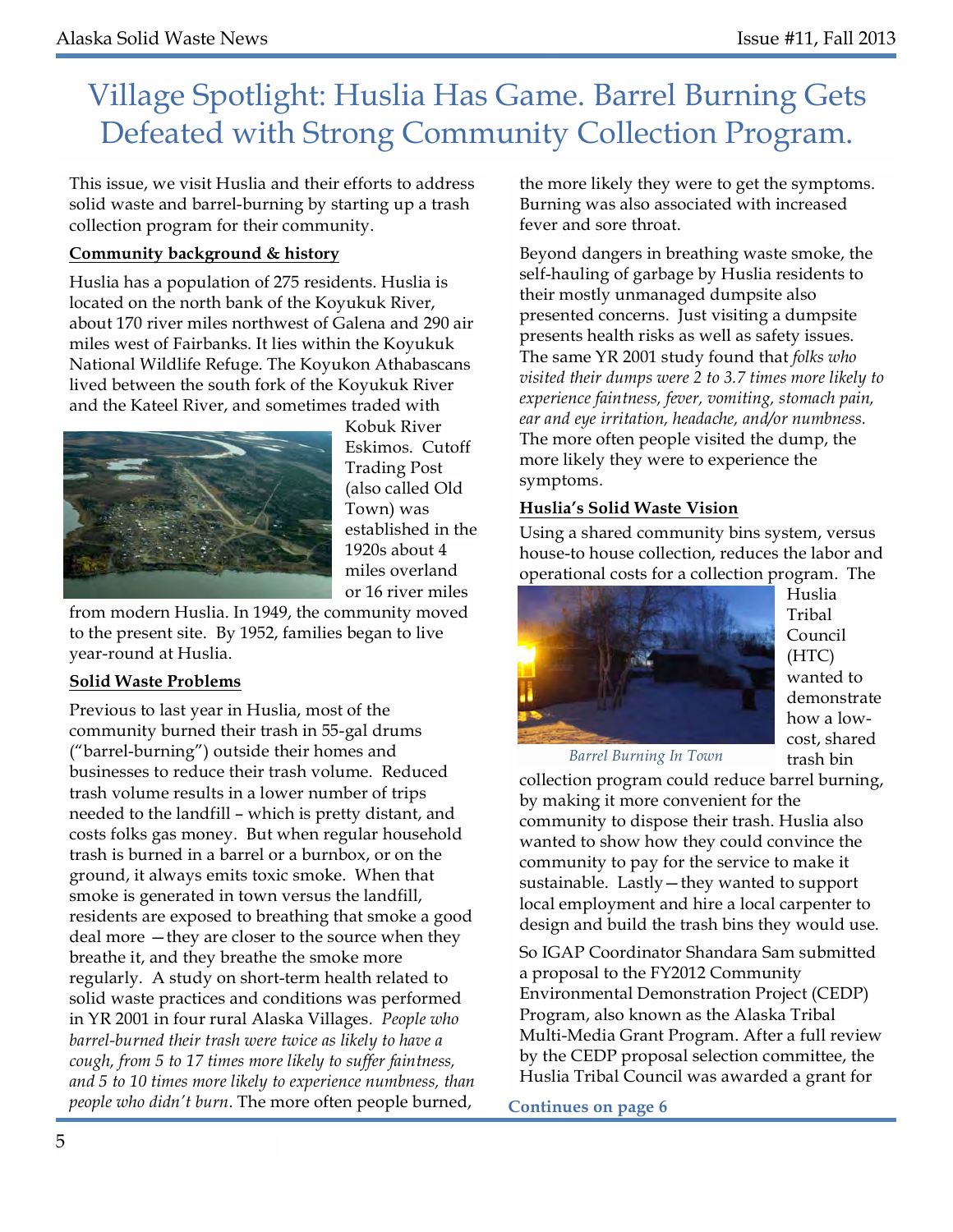# Village Spotlight: Huslia Has Game. Barrel Burning Gets Defeated with Strong Community Collection Program.

This issue, we visit Huslia and their efforts to address solid waste and barrel-burning by starting up a trash collection program for their community.

**Community background & history**

Huslia has a population of 275 residents. Huslia is located on the north bank of the Koyukuk River, about 170 river miles northwest of Galena and 290 air miles west of Fairbanks. It lies within the Koyukuk National Wildlife Refuge. The Koyukon Athabascans lived between the south fork of the Koyukuk River and the Kateel River, and sometimes traded with Kobuk River Eskimos. Cutoff Trading Post (also called Old Town) was established in the 1920s about 4 miles overland or 16 river miles from modern Huslia. In 1949, the community moved to the present site. By 1952, families began to live year-round at Huslia.

**Solid Waste Problems**

Previous to last year in Huslia, most of the community burned their trash in 55-gal drums ("barrel-burning") outside their homes and businesses to reduce their trash volume. Reduced trash volume results in a lower number of trips needed to the landfill – which is pretty distant, and costs folks gas money. But when regular household trash is burned in a barrel or a burnbox, or on the ground, it always emits toxic smoke. When that smoke is generated in town versus the landfill, residents are exposed to breathing that smoke a good deal more —they are closer to the source when they breathe it, and they breathe the smoke more regularly. A study on short-term health related to solid waste practices and conditions was performed in YR 2001 in four rural Alaska Villages. *People who barrel-burned their trash were twice as likely to have a cough, from 5 to 17 times more likely to suffer faintness, and 5 to 10 times more likely to experience numbness, than people who didn't burn.* The more often people burned, the more likely they were to get the symptoms. Burning was also associated with increased fever and sore throat.

Beyond dangers in breathing waste smoke, the self-hauling of garbage by Huslia residents to their mostly unmanaged dumpsite also presented concerns. Just visiting a dumpsite presents health risks as well as safety issues. The same YR 2001 study found that *folks who visited their dumps were 2 to 3.7 times more likely to experience faintness, fever, vomiting, stomach pain, ear and eye irritation, headache, and/or numbness.* The more often people visited the dump, the more likely they were to experience the symptoms.

**Huslia's Solid Waste Vision**

Using a shared community bins system, versus house-to house collection, reduces the labor and operational costs for a collection program. The Huslia Tribal Council (HTC) wanted to demonstrate how a low-cost, shared trash bin collection program could reduce barrel burning, by making it more convenient for the community to dispose their trash. Huslia also wanted to show how they could convince the community to pay for the service to make it sustainable. Lastly—they wanted to support local employment and hire a local carpenter to design and build the trash bins they would use.

*Barrel Burning In Town*

So IGAP Coordinator Shandara Sam submitted a proposal to the FY2012 Community Environmental Demonstration Project (CEDP) Program, also known as the Alaska Tribal Multi-Media Grant Program. After a full review by the CEDP proposal selection committee, the Huslia Tribal Council was awarded a grant for

**Continues on page 6**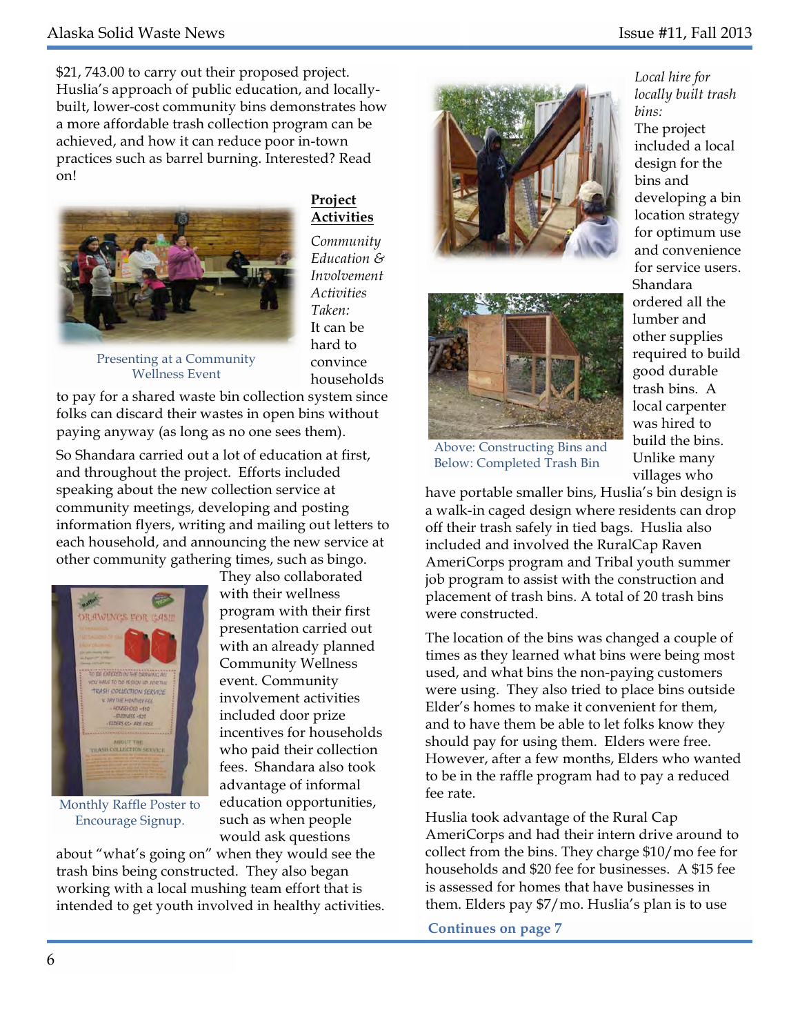$21, 743.00 to carry out their proposed project. Huslia's approach of public education, and locally-built, lower-cost community bins demonstrates how a more affordable trash collection program can be achieved, and how it can reduce poor in-town practices such as barrel burning. Interested? Read on!

Presenting at a Community Wellness Event

## Project Activities

*Community Education & Involvement Activities Taken:*

It can be hard to convince households to pay for a shared waste bin collection system since folks can discard their wastes in open bins without paying anyway (as long as no one sees them).

So Shandara carried out a lot of education at first, and throughout the project. Efforts included speaking about the new collection service at community meetings, developing and posting information flyers, writing and mailing out letters to each household, and announcing the new service at other community gathering times, such as bingo.

Monthly Raffle Poster to Encourage Signup.

They also collaborated with their wellness program with their first presentation carried out with an already planned Community Wellness event. Community involvement activities included door prize incentives for households who paid their collection fees. Shandara also took advantage of informal education opportunities, such as when people would ask questions about "what's going on" when they would see the trash bins being constructed. They also began working with a local mushing team effort that is intended to get youth involved in healthy activities.

Above: Constructing Bins and Below: Completed Trash Bin

*Local hire for locally built trash bins:*

The project included a local design for the bins and developing a bin location strategy for optimum use and convenience for service users. Shandara ordered all the lumber and other supplies required to build good durable trash bins. A local carpenter was hired to build the bins. Unlike many villages who have portable smaller bins, Huslia's bin design is a walk-in caged design where residents can drop off their trash safely in tied bags. Huslia also included and involved the RuralCap Raven AmeriCorps program and Tribal youth summer job program to assist with the construction and placement of trash bins. A total of 20 trash bins were constructed.

The location of the bins was changed a couple of times as they learned what bins were being most used, and what bins the non-paying customers were using. They also tried to place bins outside Elder's homes to make it convenient for them, and to have them be able to let folks know they should pay for using them. Elders were free. However, after a few months, Elders who wanted to be in the raffle program had to pay a reduced fee rate.

Huslia took advantage of the Rural Cap AmeriCorps and had their intern drive around to collect from the bins. They charge $10/mo fee for households and $20 fee for businesses. A $15 fee is assessed for homes that have businesses in them. Elders pay $7/mo. Huslia's plan is to use

**Continues on page 7**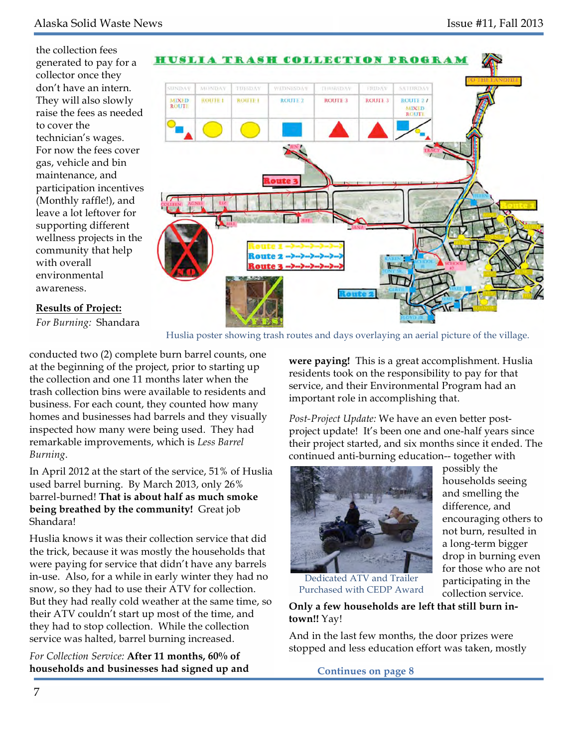the collection fees generated to pay for a collector once they don't have an intern. They will also slowly raise the fees as needed to cover the technician's wages. For now the fees cover gas, vehicle and bin maintenance, and participation incentives (Monthly raffle!), and leave a lot leftover for supporting different wellness projects in the community that help with overall environmental awareness.

Huslia poster showing trash routes and days overlaying an aerial picture of the village.

**Results of Project:**

*For Burning:* Shandara conducted two (2) complete burn barrel counts, one at the beginning of the project, prior to starting up the collection and one 11 months later when the trash collection bins were available to residents and business. For each count, they counted how many homes and businesses had barrels and they visually inspected how many were being used. They had remarkable improvements, which is *Less Barrel Burning*.

In April 2012 at the start of the service, 51% of Huslia used barrel burning. By March 2013, only 26% barrel-burned! **That is about half as much smoke being breathed by the community!** Great job Shandara!

Huslia knows it was their collection service that did the trick, because it was mostly the households that were paying for service that didn't have any barrels in-use. Also, for a while in early winter they had no snow, so they had to use their ATV for collection. But they had really cold weather at the same time, so their ATV couldn't start up most of the time, and they had to stop collection. While the collection service was halted, barrel burning increased.

*For Collection Service:* **After 11 months, 60% of households and businesses had signed up and were paying!** This is a great accomplishment. Huslia residents took on the responsibility to pay for that service, and their Environmental Program had an important role in accomplishing that.

*Post-Project Update:* We have an even better post-project update! It's been one and one-half years since their project started, and six months since it ended. The continued anti-burning education-- together with possibly the households seeing and smelling the difference, and encouraging others to not burn, resulted in a long-term bigger drop in burning even for those who are not participating in the collection service.

Dedicated ATV and Trailer Purchased with CEDP Award

**Only a few households are left that still burn in-town!!** Yay!

And in the last few months, the door prizes were stopped and less education effort was taken, mostly

**Continues on page 8**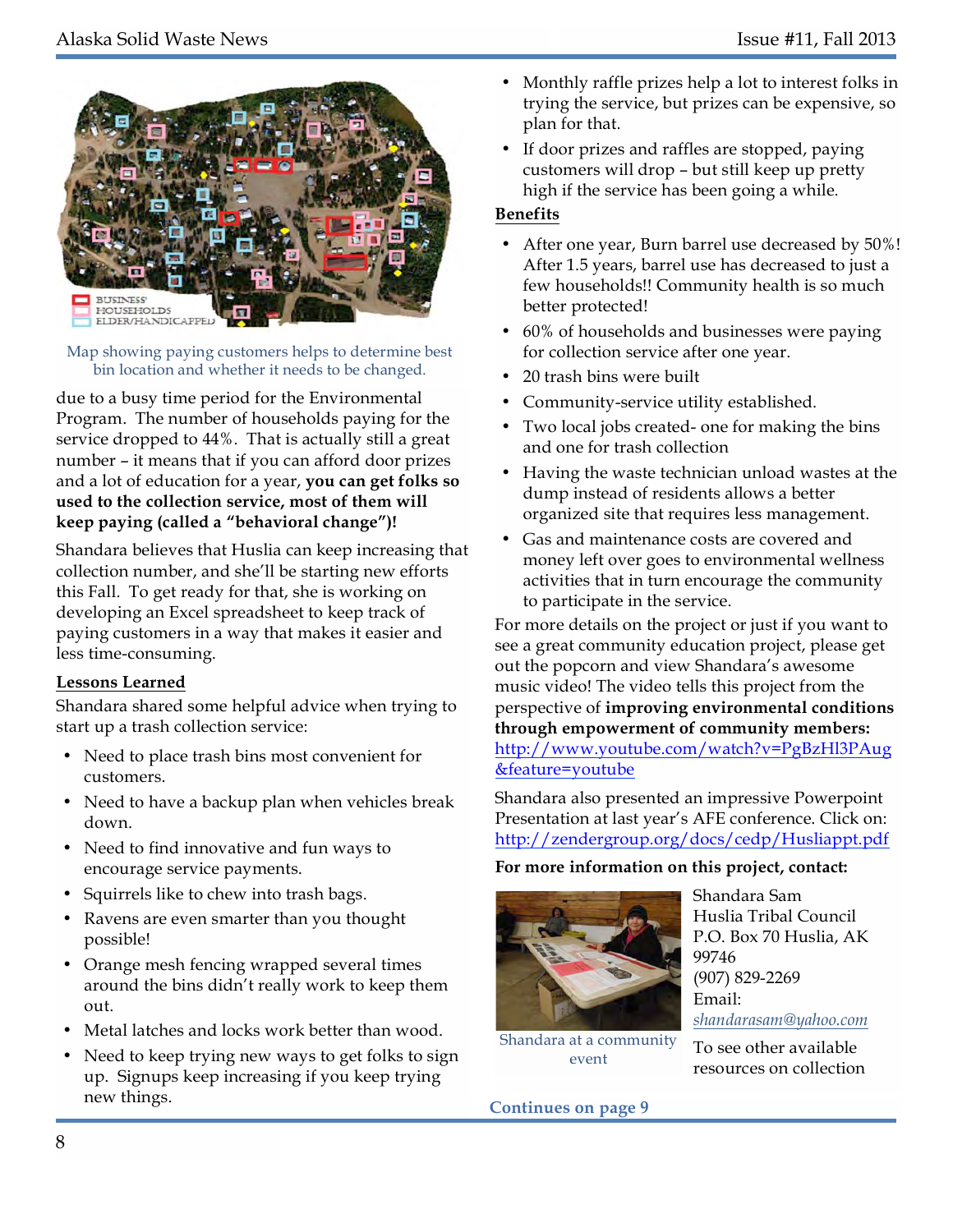Map showing paying customers helps to determine best bin location and whether it needs to be changed.

due to a busy time period for the Environmental Program. The number of households paying for the service dropped to 44%. That is actually still a great number – it means that if you can afford door prizes and a lot of education for a year, **you can get folks so used to the collection service, most of them will keep paying (called a "behavioral change")!**

Shandara believes that Huslia can keep increasing that collection number, and she'll be starting new efforts this Fall. To get ready for that, she is working on developing an Excel spreadsheet to keep track of paying customers in a way that makes it easier and less time-consuming.

**Lessons Learned**

Shandara shared some helpful advice when trying to start up a trash collection service:

- Need to place trash bins most convenient for customers.
- Need to have a backup plan when vehicles break down.
- Need to find innovative and fun ways to encourage service payments.
- Squirrels like to chew into trash bags.
- Ravens are even smarter than you thought possible!
- Orange mesh fencing wrapped several times around the bins didn't really work to keep them out.
- Metal latches and locks work better than wood.
- Need to keep trying new ways to get folks to sign up. Signups keep increasing if you keep trying new things.
- Monthly raffle prizes help a lot to interest folks in trying the service, but prizes can be expensive, so plan for that.
- If door prizes and raffles are stopped, paying customers will drop – but still keep up pretty high if the service has been going a while.

**Benefits**

- After one year, Burn barrel use decreased by 50%! After 1.5 years, barrel use has decreased to just a few households!! Community health is so much better protected!
- 60% of households and businesses were paying for collection service after one year.
- 20 trash bins were built
- Community-service utility established.
- Two local jobs created- one for making the bins and one for trash collection
- Having the waste technician unload wastes at the dump instead of residents allows a better organized site that requires less management.
- Gas and maintenance costs are covered and money left over goes to environmental wellness activities that in turn encourage the community to participate in the service.

For more details on the project or just if you want to see a great community education project, please get out the popcorn and view Shandara's awesome music video! The video tells this project from the perspective of **improving environmental conditions through empowerment of community members:** http://www.youtube.com/watch?v=PgBzHl3PAug&feature=youtube

Shandara also presented an impressive Powerpoint Presentation at last year's AFE conference. Click on: http://zendergroup.org/docs/cedp/Husliappt.pdf

**For more information on this project, contact:**

Shandara at a community event

Shandara Sam
Huslia Tribal Council
P.O. Box 70 Huslia, AK 99746
(907) 829-2269
Email: *shandarasam@yahoo.com*

To see other available resources on collection

**Continues on page 9**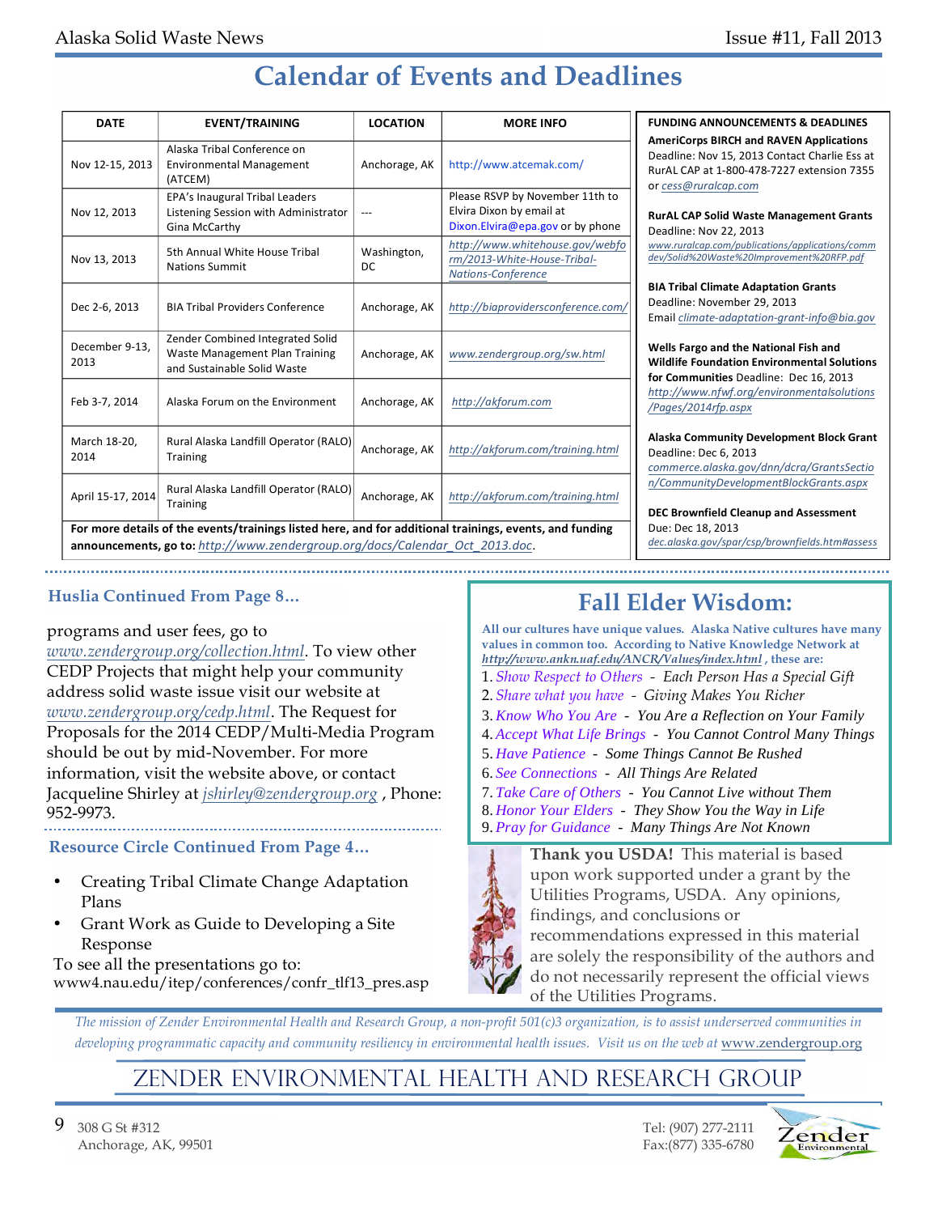# Calendar of Events and Deadlines

| DATE | EVENT/TRAINING | LOCATION | MORE INFO |
|---|---|---|---|
| Nov 12-15, 2013 | Alaska Tribal Conference on Environmental Management (ATCEM) | Anchorage, AK | http://www.atcemak.com/ |
| Nov 12, 2013 | EPA's Inaugural Tribal Leaders Listening Session with Administrator Gina McCarthy | --- | Please RSVP by November 11th to Elvira Dixon by email at Dixon.Elvira@epa.gov or by phone |
| Nov 13, 2013 | 5th Annual White House Tribal Nations Summit | Washington, DC | *http://www.whitehouse.gov/webform/2013-White-House-Tribal-Nations-Conference* |
| Dec 2-6, 2013 | BIA Tribal Providers Conference | Anchorage, AK | *http://biaprovidersconference.com/* |
| December 9-13, 2013 | Zender Combined Integrated Solid Waste Management Plan Training and Sustainable Solid Waste | Anchorage, AK | *www.zendergroup.org/sw.html* |
| Feb 3-7, 2014 | Alaska Forum on the Environment | Anchorage, AK | *http://akforum.com* |
| March 18-20, 2014 | Rural Alaska Landfill Operator (RALO) Training | Anchorage, AK | *http://akforum.com/training.html* |
| April 15-17, 2014 | Rural Alaska Landfill Operator (RALO) Training | Anchorage, AK | *http://akforum.com/training.html* |

**For more details of the events/trainings listed here, and for additional trainings, events, and funding announcements, go to:** *http://www.zendergroup.org/docs/Calendar_Oct_2013.doc*.

**FUNDING ANNOUNCEMENTS & DEADLINES**

**AmeriCorps BIRCH and RAVEN Applications**
Deadline: Nov 15, 2013 Contact Charlie Ess at RurAL CAP at 1-800-478-7227 extension 7355 or *cess@ruralcap.com*

**RurAL CAP Solid Waste Management Grants**
Deadline: Nov 22, 2013
*www.ruralcap.com/publications/applications/commdev/Solid%20Waste%20Improvement%20RFP.pdf*

**BIA Tribal Climate Adaptation Grants**
Deadline: November 29, 2013
Email *climate-adaptation-grant-info@bia.gov*

**Wells Fargo and the National Fish and Wildlife Foundation Environmental Solutions for Communities** Deadline: Dec 16, 2013
*http://www.nfwf.org/environmentalsolutions/Pages/2014rfp.aspx*

**Alaska Community Development Block Grant**
Deadline: Dec 6, 2013
*commerce.alaska.gov/dnn/dcra/GrantsSection/CommunityDevelopmentBlockGrants.aspx*

**DEC Brownfield Cleanup and Assessment**
Due: Dec 18, 2013
*dec.alaska.gov/spar/csp/brownfields.htm#assess*

---

### Huslia Continued From Page 8...

programs and user fees, go to *www.zendergroup.org/collection.html*. To view other CEDP Projects that might help your community address solid waste issue visit our website at *www.zendergroup.org/cedp.html*. The Request for Proposals for the 2014 CEDP/Multi-Media Program should be out by mid-November. For more information, visit the website above, or contact Jacqueline Shirley at *jshirley@zendergroup.org* , Phone: 952-9973.

### Resource Circle Continued From Page 4...

- Creating Tribal Climate Change Adaptation Plans
- Grant Work as Guide to Developing a Site Response

To see all the presentations go to:
www4.nau.edu/itep/conferences/confr_tlf13_pres.asp

## Fall Elder Wisdom:

**All our cultures have unique values. Alaska Native cultures have many values in common too. According to Native Knowledge Network at *http://www.ankn.uaf.edu/ANCR/Values/index.html* , these are:**

1. *Show Respect to Others* - *Each Person Has a Special Gift*
2. *Share what you have* - *Giving Makes You Richer*
3. *Know Who You Are* - *You Are a Reflection on Your Family*
4. *Accept What Life Brings* - *You Cannot Control Many Things*
5. *Have Patience* - *Some Things Cannot Be Rushed*
6. *See Connections* - *All Things Are Related*
7. *Take Care of Others* - *You Cannot Live without Them*
8. *Honor Your Elders* - *They Show You the Way in Life*
9. *Pray for Guidance* - *Many Things Are Not Known*

**Thank you USDA!** This material is based upon work supported under a grant by the Utilities Programs, USDA. Any opinions, findings, and conclusions or recommendations expressed in this material are solely the responsibility of the authors and do not necessarily represent the official views of the Utilities Programs.

*The mission of Zender Environmental Health and Research Group, a non-profit 501(c)3 organization, is to assist underserved communities in developing programmatic capacity and community resiliency in environmental health issues. Visit us on the web at* www.zendergroup.org

## ZENDER ENVIRONMENTAL HEALTH AND RESEARCH GROUP

308 G St #312
Anchorage, AK, 99501

Tel: (907) 277-2111
Fax:(877) 335-6780